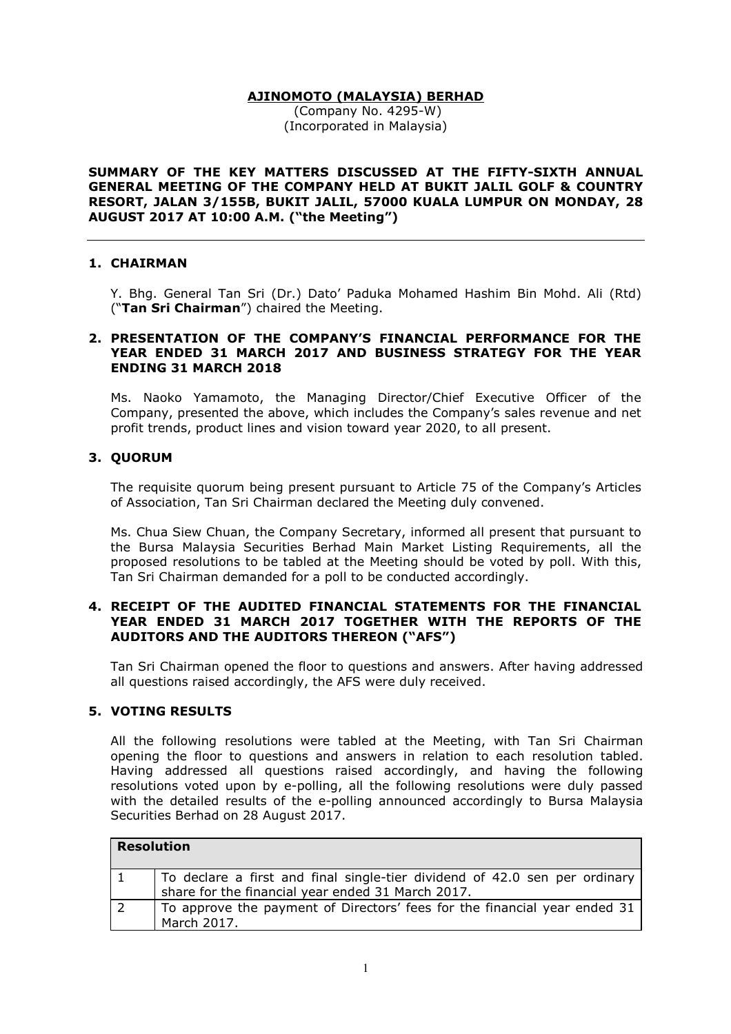# AJINOMOTO (MALAYSIA) BERHAD

(Company No. 4295-W)
(Incorporated in Malaysia)

**SUMMARY OF THE KEY MATTERS DISCUSSED AT THE FIFTY-SIXTH ANNUAL GENERAL MEETING OF THE COMPANY HELD AT BUKIT JALIL GOLF & COUNTRY RESORT, JALAN 3/155B, BUKIT JALIL, 57000 KUALA LUMPUR ON MONDAY, 28 AUGUST 2017 AT 10:00 A.M. ("the Meeting")**

---

## 1. CHAIRMAN

Y. Bhg. General Tan Sri (Dr.) Dato' Paduka Mohamed Hashim Bin Mohd. Ali (Rtd) ("**Tan Sri Chairman**") chaired the Meeting.

## 2. PRESENTATION OF THE COMPANY'S FINANCIAL PERFORMANCE FOR THE YEAR ENDED 31 MARCH 2017 AND BUSINESS STRATEGY FOR THE YEAR ENDING 31 MARCH 2018

Ms. Naoko Yamamoto, the Managing Director/Chief Executive Officer of the Company, presented the above, which includes the Company's sales revenue and net profit trends, product lines and vision toward year 2020, to all present.

## 3. QUORUM

The requisite quorum being present pursuant to Article 75 of the Company's Articles of Association, Tan Sri Chairman declared the Meeting duly convened.

Ms. Chua Siew Chuan, the Company Secretary, informed all present that pursuant to the Bursa Malaysia Securities Berhad Main Market Listing Requirements, all the proposed resolutions to be tabled at the Meeting should be voted by poll. With this, Tan Sri Chairman demanded for a poll to be conducted accordingly.

## 4. RECEIPT OF THE AUDITED FINANCIAL STATEMENTS FOR THE FINANCIAL YEAR ENDED 31 MARCH 2017 TOGETHER WITH THE REPORTS OF THE AUDITORS AND THE AUDITORS THEREON ("AFS")

Tan Sri Chairman opened the floor to questions and answers. After having addressed all questions raised accordingly, the AFS were duly received.

## 5. VOTING RESULTS

All the following resolutions were tabled at the Meeting, with Tan Sri Chairman opening the floor to questions and answers in relation to each resolution tabled. Having addressed all questions raised accordingly, and having the following resolutions voted upon by e-polling, all the following resolutions were duly passed with the detailed results of the e-polling announced accordingly to Bursa Malaysia Securities Berhad on 28 August 2017.

| **Resolution** | |
|---|---|
| 1 | To declare a first and final single-tier dividend of 42.0 sen per ordinary share for the financial year ended 31 March 2017. |
| 2 | To approve the payment of Directors' fees for the financial year ended 31 March 2017. |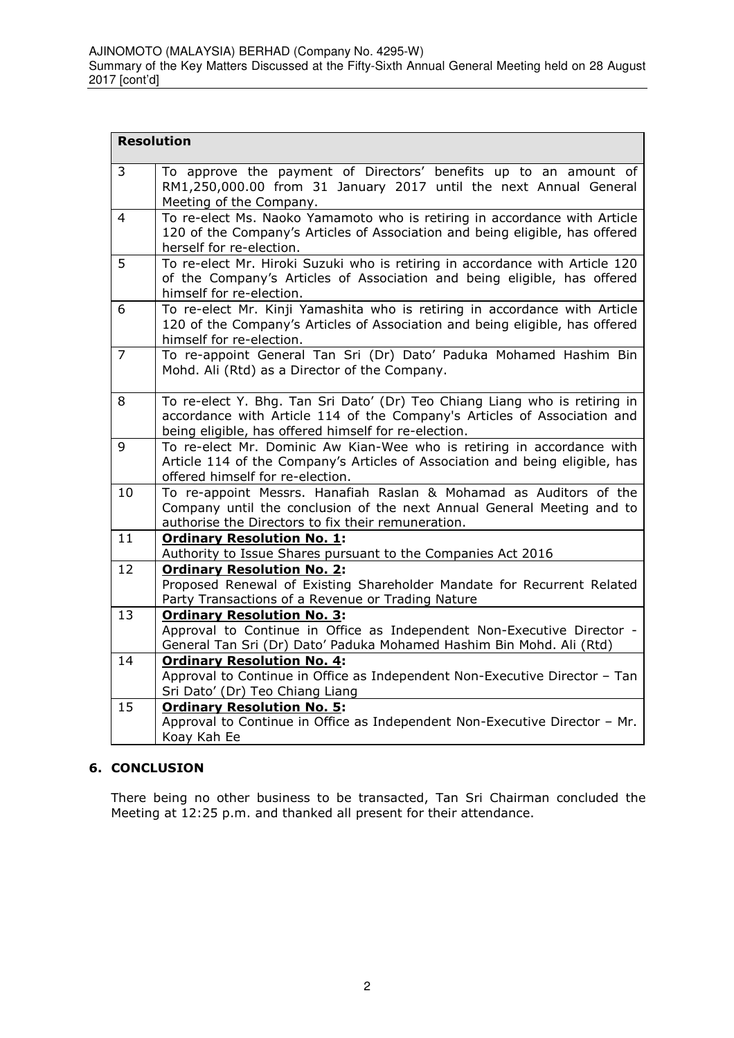| Resolution | |
|---|---|
| 3 | To approve the payment of Directors' benefits up to an amount of RM1,250,000.00 from 31 January 2017 until the next Annual General Meeting of the Company. |
| 4 | To re-elect Ms. Naoko Yamamoto who is retiring in accordance with Article 120 of the Company's Articles of Association and being eligible, has offered herself for re-election. |
| 5 | To re-elect Mr. Hiroki Suzuki who is retiring in accordance with Article 120 of the Company's Articles of Association and being eligible, has offered himself for re-election. |
| 6 | To re-elect Mr. Kinji Yamashita who is retiring in accordance with Article 120 of the Company's Articles of Association and being eligible, has offered himself for re-election. |
| 7 | To re-appoint General Tan Sri (Dr) Dato' Paduka Mohamed Hashim Bin Mohd. Ali (Rtd) as a Director of the Company. |
| 8 | To re-elect Y. Bhg. Tan Sri Dato' (Dr) Teo Chiang Liang who is retiring in accordance with Article 114 of the Company's Articles of Association and being eligible, has offered himself for re-election. |
| 9 | To re-elect Mr. Dominic Aw Kian-Wee who is retiring in accordance with Article 114 of the Company's Articles of Association and being eligible, has offered himself for re-election. |
| 10 | To re-appoint Messrs. Hanafiah Raslan & Mohamad as Auditors of the Company until the conclusion of the next Annual General Meeting and to authorise the Directors to fix their remuneration. |
| 11 | **Ordinary Resolution No. 1:** Authority to Issue Shares pursuant to the Companies Act 2016 |
| 12 | **Ordinary Resolution No. 2:** Proposed Renewal of Existing Shareholder Mandate for Recurrent Related Party Transactions of a Revenue or Trading Nature |
| 13 | **Ordinary Resolution No. 3:** Approval to Continue in Office as Independent Non-Executive Director - General Tan Sri (Dr) Dato' Paduka Mohamed Hashim Bin Mohd. Ali (Rtd) |
| 14 | **Ordinary Resolution No. 4:** Approval to Continue in Office as Independent Non-Executive Director – Tan Sri Dato' (Dr) Teo Chiang Liang |
| 15 | **Ordinary Resolution No. 5:** Approval to Continue in Office as Independent Non-Executive Director – Mr. Koay Kah Ee |

## 6. CONCLUSION

There being no other business to be transacted, Tan Sri Chairman concluded the Meeting at 12:25 p.m. and thanked all present for their attendance.